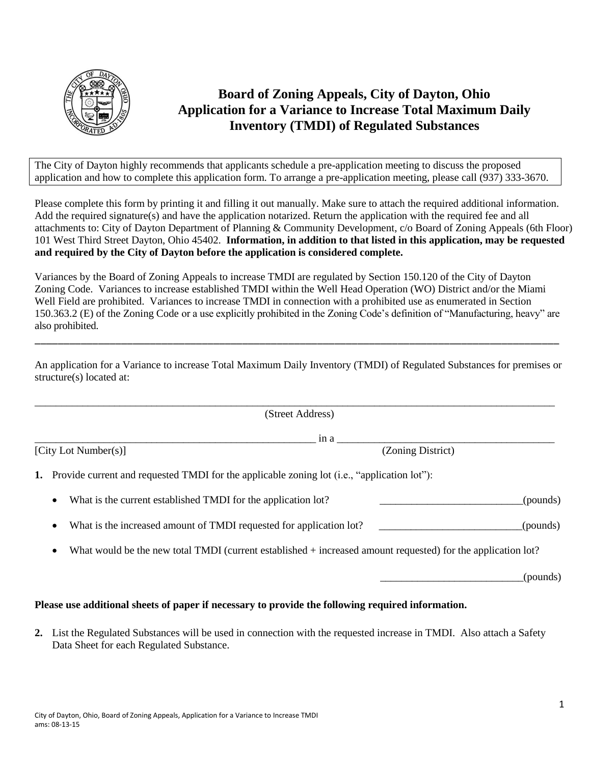# Board of Zoning Appeals, City of Dayton, Ohio
# Application for a Variance to Increase Total Maximum Daily Inventory (TMDI) of Regulated Substances

The City of Dayton highly recommends that applicants schedule a pre-application meeting to discuss the proposed application and how to complete this application form. To arrange a pre-application meeting, please call (937) 333-3670.

Please complete this form by printing it and filling it out manually. Make sure to attach the required additional information. Add the required signature(s) and have the application notarized. Return the application with the required fee and all attachments to: City of Dayton Department of Planning & Community Development, c/o Board of Zoning Appeals (6th Floor) 101 West Third Street Dayton, Ohio 45402. **Information, in addition to that listed in this application, may be requested and required by the City of Dayton before the application is considered complete.**

Variances by the Board of Zoning Appeals to increase TMDI are regulated by Section 150.120 of the City of Dayton Zoning Code. Variances to increase established TMDI within the Well Head Operation (WO) District and/or the Miami Well Field are prohibited. Variances to increase TMDI in connection with a prohibited use as enumerated in Section 150.363.2 (E) of the Zoning Code or a use explicitly prohibited in the Zoning Code's definition of "Manufacturing, heavy" are also prohibited.

---

An application for a Variance to increase Total Maximum Daily Inventory (TMDI) of Regulated Substances for premises or structure(s) located at:

_______________________________________________________________
(Street Address)

___________________________________ in a ___________________________________
[City Lot Number(s)] (Zoning District)

**1.** Provide current and requested TMDI for the applicable zoning lot (i.e., "application lot"):

- What is the current established TMDI for the application lot? ___________________________(pounds)
- What is the increased amount of TMDI requested for application lot? ___________________________(pounds)
- What would be the new total TMDI (current established + increased amount requested) for the application lot?

  ___________________________(pounds)

**Please use additional sheets of paper if necessary to provide the following required information.**

**2.** List the Regulated Substances will be used in connection with the requested increase in TMDI. Also attach a Safety Data Sheet for each Regulated Substance.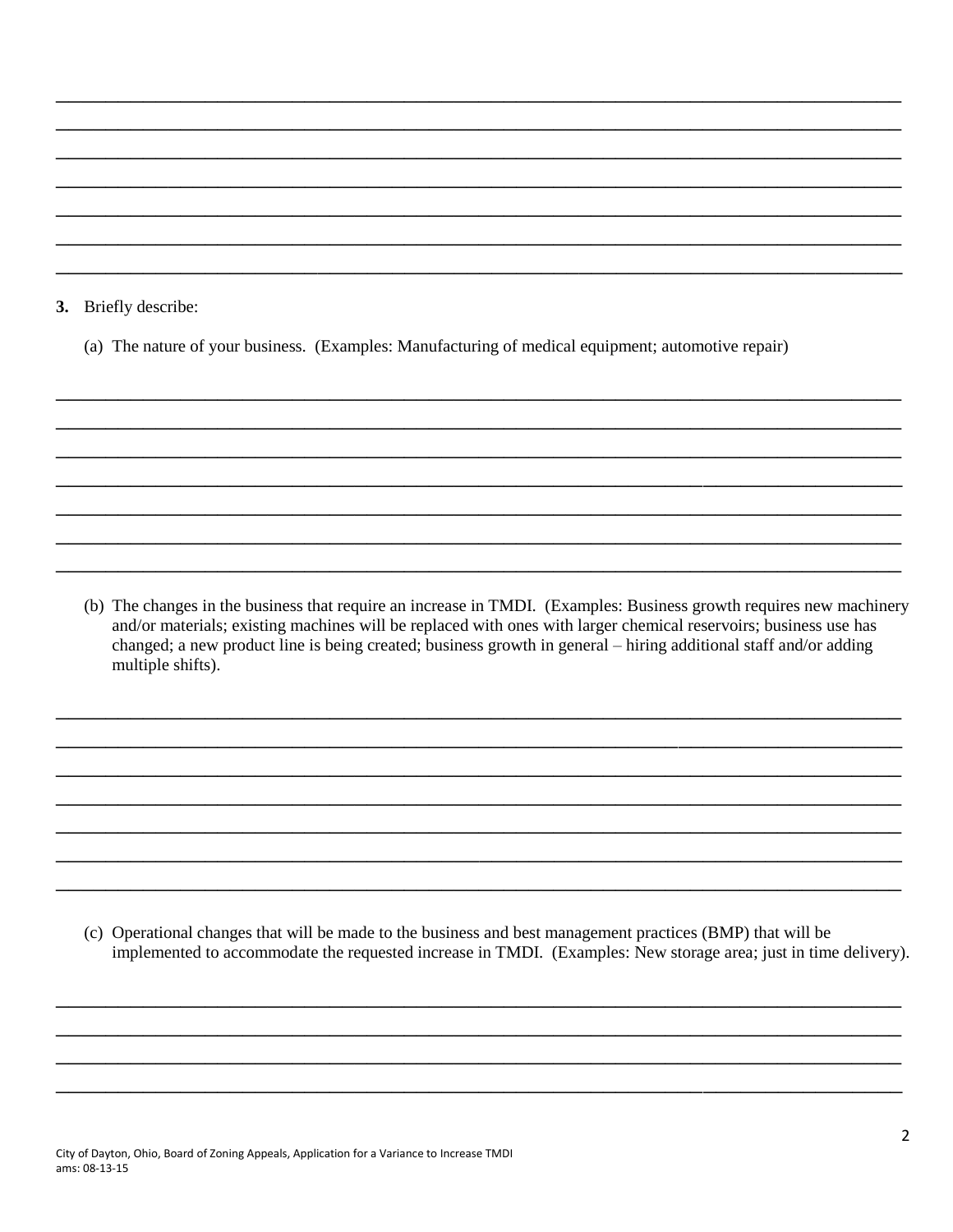**3.** Briefly describe:

(a) The nature of your business. (Examples: Manufacturing of medical equipment; automotive repair)

(b) The changes in the business that require an increase in TMDI. (Examples: Business growth requires new machinery and/or materials; existing machines will be replaced with ones with larger chemical reservoirs; business use has changed; a new product line is being created; business growth in general – hiring additional staff and/or adding multiple shifts).

(c) Operational changes that will be made to the business and best management practices (BMP) that will be implemented to accommodate the requested increase in TMDI. (Examples: New storage area; just in time delivery).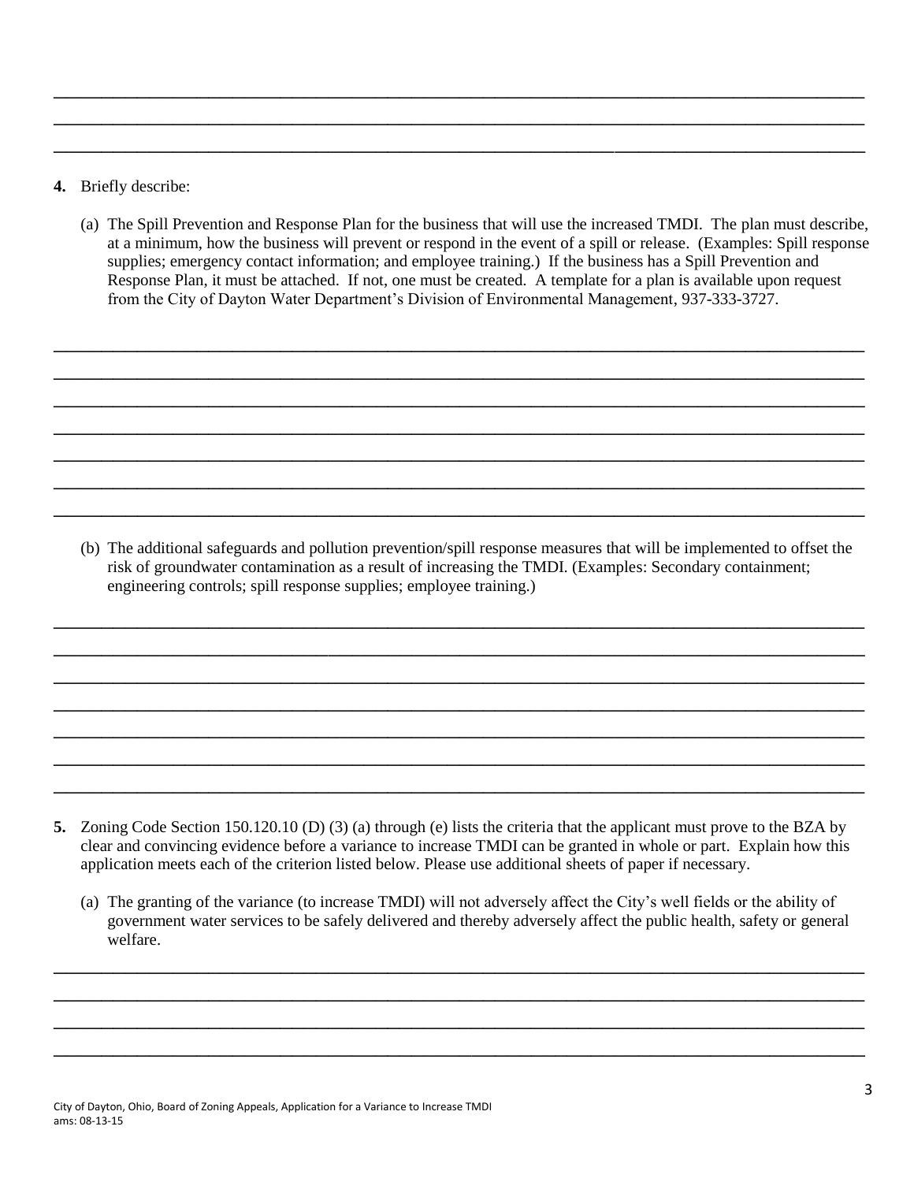4. Briefly describe:

   (a) The Spill Prevention and Response Plan for the business that will use the increased TMDI. The plan must describe, at a minimum, how the business will prevent or respond in the event of a spill or release. (Examples: Spill response supplies; emergency contact information; and employee training.) If the business has a Spill Prevention and Response Plan, it must be attached. If not, one must be created. A template for a plan is available upon request from the City of Dayton Water Department's Division of Environmental Management, 937-333-3727.

   (b) The additional safeguards and pollution prevention/spill response measures that will be implemented to offset the risk of groundwater contamination as a result of increasing the TMDI. (Examples: Secondary containment; engineering controls; spill response supplies; employee training.)

5. Zoning Code Section 150.120.10 (D) (3) (a) through (e) lists the criteria that the applicant must prove to the BZA by clear and convincing evidence before a variance to increase TMDI can be granted in whole or part. Explain how this application meets each of the criterion listed below. Please use additional sheets of paper if necessary.

   (a) The granting of the variance (to increase TMDI) will not adversely affect the City's well fields or the ability of government water services to be safely delivered and thereby adversely affect the public health, safety or general welfare.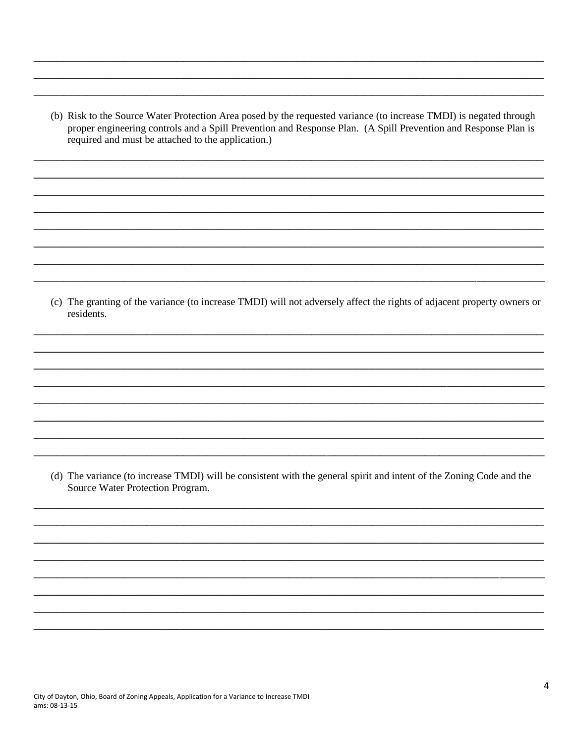(b) Risk to the Source Water Protection Area posed by the requested variance (to increase TMDI) is negated through proper engineering controls and a Spill Prevention and Response Plan. (A Spill Prevention and Response Plan is required and must be attached to the application.)

(c) The granting of the variance (to increase TMDI) will not adversely affect the rights of adjacent property owners or residents.

(d) The variance (to increase TMDI) will be consistent with the general spirit and intent of the Zoning Code and the Source Water Protection Program.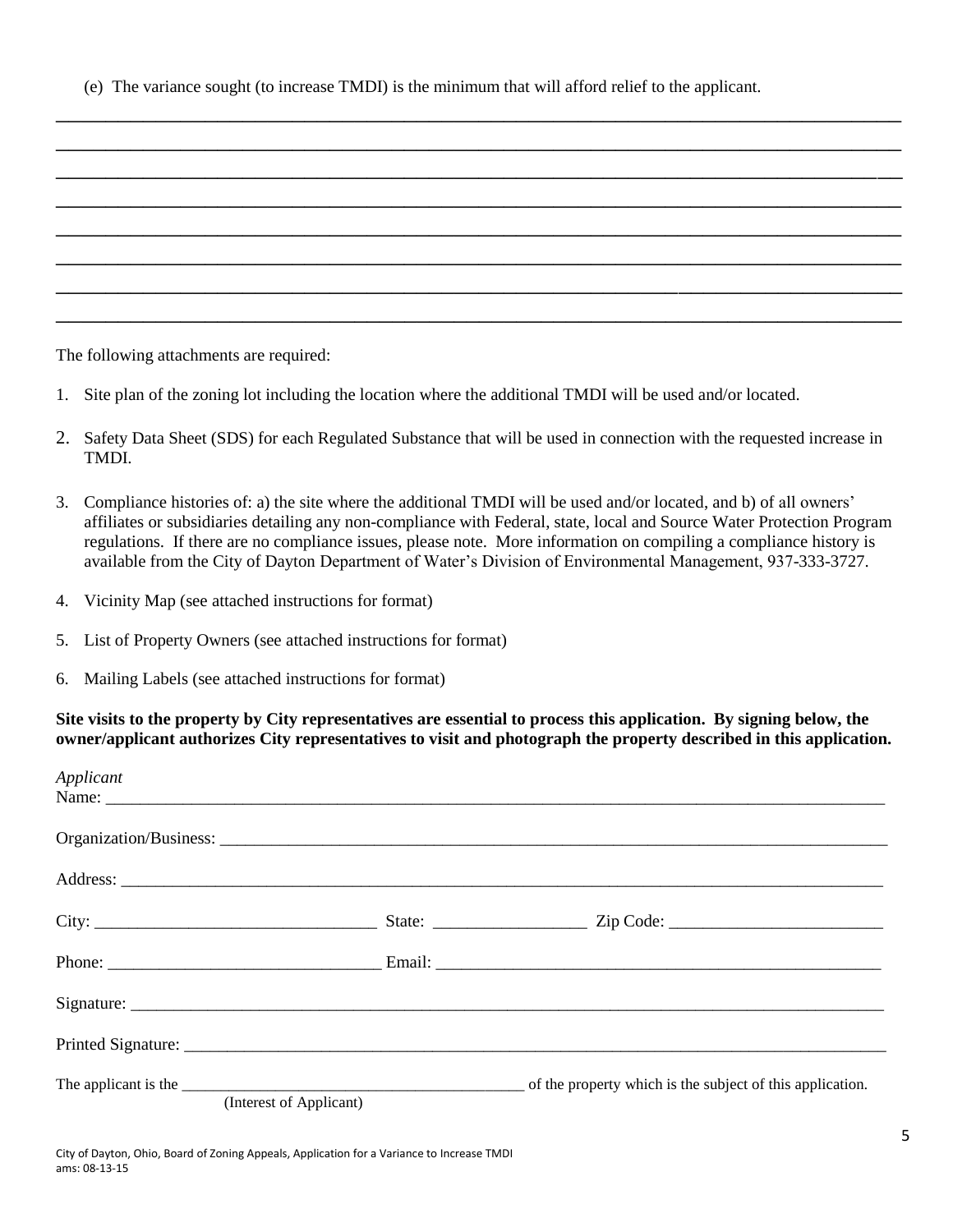(e) The variance sought (to increase TMDI) is the minimum that will afford relief to the applicant.

\_\_\_\_\_\_\_\_\_\_\_\_\_\_\_\_\_\_\_\_\_\_\_\_\_\_\_\_\_\_\_\_\_\_\_\_\_\_\_\_\_\_\_\_\_\_\_\_\_\_\_\_\_\_\_\_\_\_\_\_\_\_\_\_\_\_\_\_\_\_\_\_\_\_\_\_\_\_\_\_\_\_\_\_\_\_\_\_\_\_

\_\_\_\_\_\_\_\_\_\_\_\_\_\_\_\_\_\_\_\_\_\_\_\_\_\_\_\_\_\_\_\_\_\_\_\_\_\_\_\_\_\_\_\_\_\_\_\_\_\_\_\_\_\_\_\_\_\_\_\_\_\_\_\_\_\_\_\_\_\_\_\_\_\_\_\_\_\_\_\_\_\_\_\_\_\_\_\_\_\_

\_\_\_\_\_\_\_\_\_\_\_\_\_\_\_\_\_\_\_\_\_\_\_\_\_\_\_\_\_\_\_\_\_\_\_\_\_\_\_\_\_\_\_\_\_\_\_\_\_\_\_\_\_\_\_\_\_\_\_\_\_\_\_\_\_\_\_\_\_\_\_\_\_\_\_\_\_\_\_\_\_\_\_\_\_\_\_\_\_\_

\_\_\_\_\_\_\_\_\_\_\_\_\_\_\_\_\_\_\_\_\_\_\_\_\_\_\_\_\_\_\_\_\_\_\_\_\_\_\_\_\_\_\_\_\_\_\_\_\_\_\_\_\_\_\_\_\_\_\_\_\_\_\_\_\_\_\_\_\_\_\_\_\_\_\_\_\_\_\_\_\_\_\_\_\_\_\_\_\_\_

\_\_\_\_\_\_\_\_\_\_\_\_\_\_\_\_\_\_\_\_\_\_\_\_\_\_\_\_\_\_\_\_\_\_\_\_\_\_\_\_\_\_\_\_\_\_\_\_\_\_\_\_\_\_\_\_\_\_\_\_\_\_\_\_\_\_\_\_\_\_\_\_\_\_\_\_\_\_\_\_\_\_\_\_\_\_\_\_\_\_

\_\_\_\_\_\_\_\_\_\_\_\_\_\_\_\_\_\_\_\_\_\_\_\_\_\_\_\_\_\_\_\_\_\_\_\_\_\_\_\_\_\_\_\_\_\_\_\_\_\_\_\_\_\_\_\_\_\_\_\_\_\_\_\_\_\_\_\_\_\_\_\_\_\_\_\_\_\_\_\_\_\_\_\_\_\_\_\_\_\_

\_\_\_\_\_\_\_\_\_\_\_\_\_\_\_\_\_\_\_\_\_\_\_\_\_\_\_\_\_\_\_\_\_\_\_\_\_\_\_\_\_\_\_\_\_\_\_\_\_\_\_\_\_\_\_\_\_\_\_\_\_\_\_\_\_\_\_\_\_\_\_\_\_\_\_\_\_\_\_\_\_\_\_\_\_\_\_\_\_\_

\_\_\_\_\_\_\_\_\_\_\_\_\_\_\_\_\_\_\_\_\_\_\_\_\_\_\_\_\_\_\_\_\_\_\_\_\_\_\_\_\_\_\_\_\_\_\_\_\_\_\_\_\_\_\_\_\_\_\_\_\_\_\_\_\_\_\_\_\_\_\_\_\_\_\_\_\_\_\_\_\_\_\_\_\_\_\_\_\_\_

The following attachments are required:

1. Site plan of the zoning lot including the location where the additional TMDI will be used and/or located.
2. Safety Data Sheet (SDS) for each Regulated Substance that will be used in connection with the requested increase in TMDI.
3. Compliance histories of: a) the site where the additional TMDI will be used and/or located, and b) of all owners' affiliates or subsidiaries detailing any non-compliance with Federal, state, local and Source Water Protection Program regulations. If there are no compliance issues, please note. More information on compiling a compliance history is available from the City of Dayton Department of Water's Division of Environmental Management, 937-333-3727.
4. Vicinity Map (see attached instructions for format)
5. List of Property Owners (see attached instructions for format)
6. Mailing Labels (see attached instructions for format)

**Site visits to the property by City representatives are essential to process this application. By signing below, the owner/applicant authorizes City representatives to visit and photograph the property described in this application.**

*Applicant*

Name: \_\_\_\_\_\_\_\_\_\_\_\_\_\_\_\_\_\_\_\_\_\_\_\_\_\_\_\_\_\_\_\_\_\_\_\_\_\_\_\_\_\_\_\_\_\_\_\_\_\_\_\_\_\_\_\_\_\_\_\_\_\_\_\_\_\_\_\_\_\_\_\_

Organization/Business: \_\_\_\_\_\_\_\_\_\_\_\_\_\_\_\_\_\_\_\_\_\_\_\_\_\_\_\_\_\_\_\_\_\_\_\_\_\_\_\_\_\_\_\_\_\_\_\_\_\_\_\_\_\_\_\_\_\_

Address: \_\_\_\_\_\_\_\_\_\_\_\_\_\_\_\_\_\_\_\_\_\_\_\_\_\_\_\_\_\_\_\_\_\_\_\_\_\_\_\_\_\_\_\_\_\_\_\_\_\_\_\_\_\_\_\_\_\_\_\_\_\_\_\_\_\_\_\_\_

City: \_\_\_\_\_\_\_\_\_\_\_\_\_\_\_\_\_\_\_\_\_\_\_\_\_\_ State: \_\_\_\_\_\_\_\_\_\_\_\_\_\_ Zip Code: \_\_\_\_\_\_\_\_\_\_\_\_\_\_\_\_\_\_\_\_

Phone: \_\_\_\_\_\_\_\_\_\_\_\_\_\_\_\_\_\_\_\_\_\_\_\_\_\_ Email: \_\_\_\_\_\_\_\_\_\_\_\_\_\_\_\_\_\_\_\_\_\_\_\_\_\_\_\_\_\_\_\_\_\_\_\_\_\_\_\_\_\_

Signature: \_\_\_\_\_\_\_\_\_\_\_\_\_\_\_\_\_\_\_\_\_\_\_\_\_\_\_\_\_\_\_\_\_\_\_\_\_\_\_\_\_\_\_\_\_\_\_\_\_\_\_\_\_\_\_\_\_\_\_\_\_\_\_\_\_\_\_\_

Printed Signature: \_\_\_\_\_\_\_\_\_\_\_\_\_\_\_\_\_\_\_\_\_\_\_\_\_\_\_\_\_\_\_\_\_\_\_\_\_\_\_\_\_\_\_\_\_\_\_\_\_\_\_\_\_\_\_\_\_\_\_\_\_\_

The applicant is the \_\_\_\_\_\_\_\_\_\_\_\_\_\_\_\_\_\_\_\_\_\_\_\_\_\_\_\_\_\_\_\_\_\_\_\_ of the property which is the subject of this application.
(Interest of Applicant)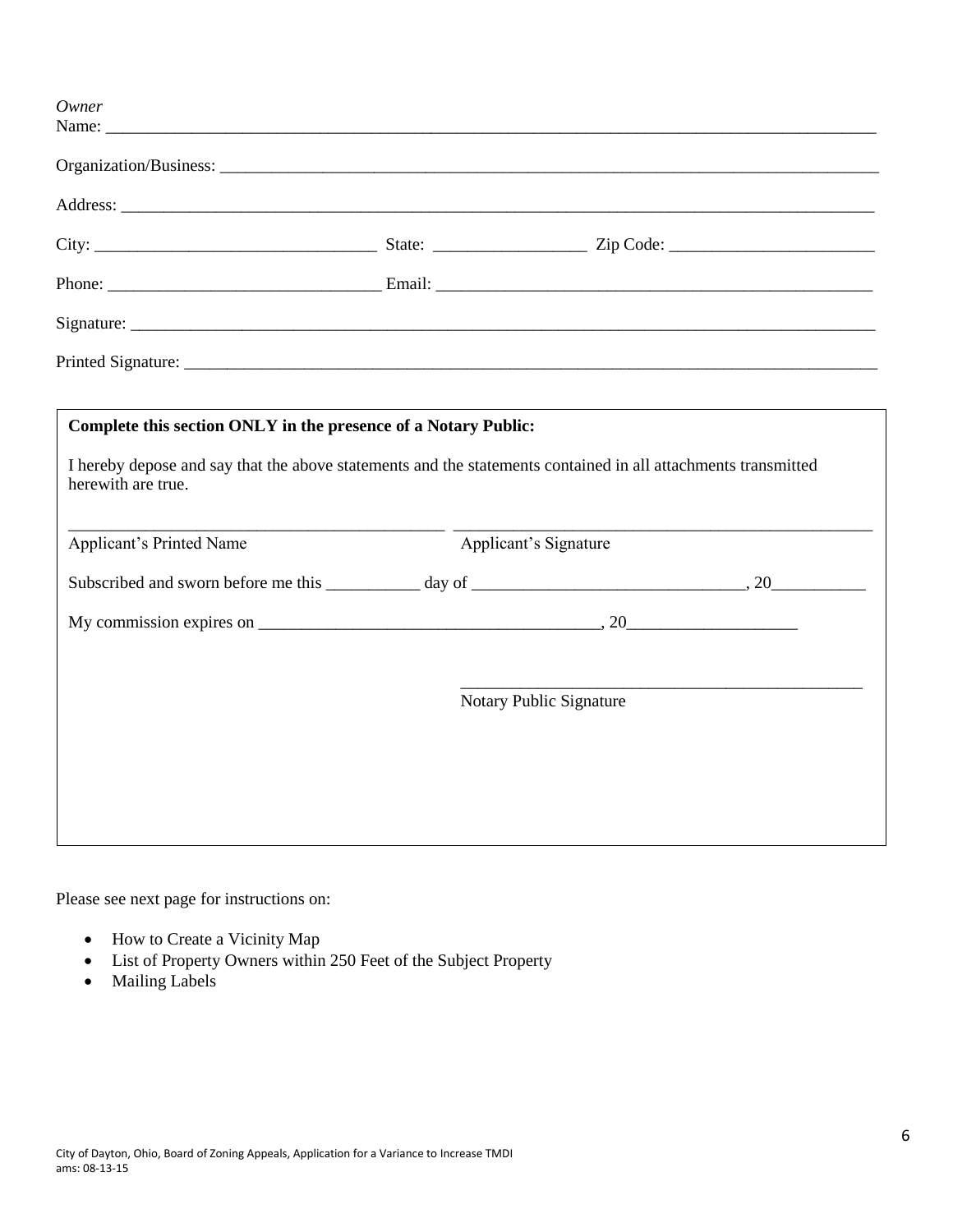*Owner*

Name: ______________________________________________________________________________

Organization/Business: ______________________________________________________________

Address: _____________________________________________________________________________

City: ______________________________ State: ________________ Zip Code: ______________________

Phone: _____________________________ Email: _________________________________________________

Signature: ___________________________________________________________________________

Printed Signature: _____________________________________________________________________

**Complete this section ONLY in the presence of a Notary Public:**

I hereby depose and say that the above statements and the statements contained in all attachments transmitted herewith are true.

_____________________________________ _____________________________________

Applicant's Printed Name Applicant's Signature

Subscribed and sworn before me this __________ day of ______________________________, 20__________

My commission expires on _____________________________________, 20__________________

_____________________________________

Notary Public Signature

Please see next page for instructions on:

- How to Create a Vicinity Map
- List of Property Owners within 250 Feet of the Subject Property
- Mailing Labels

City of Dayton, Ohio, Board of Zoning Appeals, Application for a Variance to Increase TMDI
ams: 08-13-15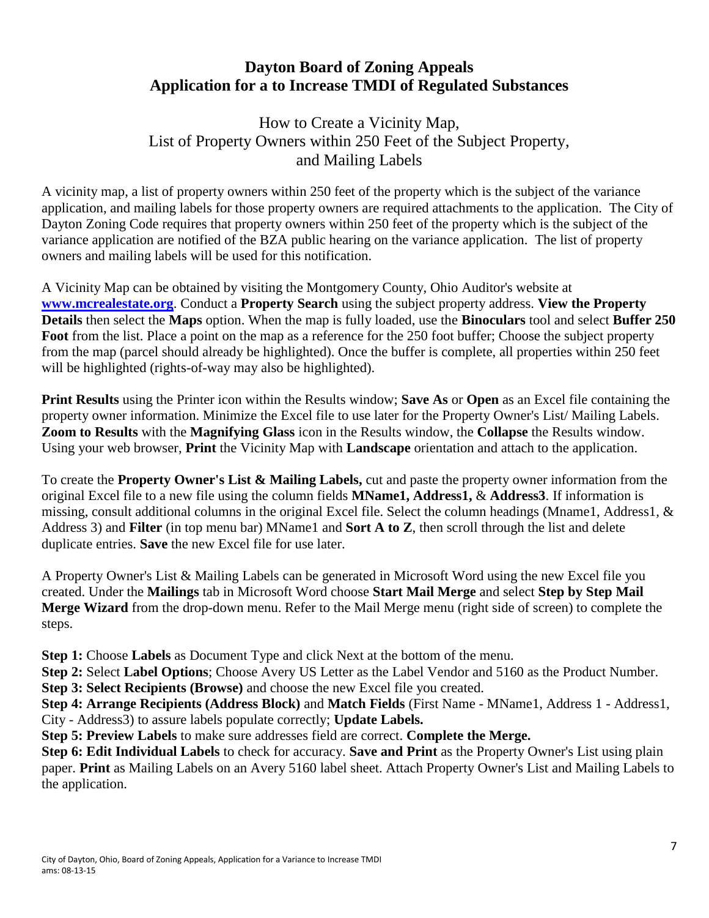## Dayton Board of Zoning Appeals
## Application for a to Increase TMDI of Regulated Substances

### How to Create a Vicinity Map, List of Property Owners within 250 Feet of the Subject Property, and Mailing Labels

A vicinity map, a list of property owners within 250 feet of the property which is the subject of the variance application, and mailing labels for those property owners are required attachments to the application. The City of Dayton Zoning Code requires that property owners within 250 feet of the property which is the subject of the variance application are notified of the BZA public hearing on the variance application. The list of property owners and mailing labels will be used for this notification.

A Vicinity Map can be obtained by visiting the Montgomery County, Ohio Auditor's website at [www.mcrealestate.org](http://www.mcrealestate.org). Conduct a **Property Search** using the subject property address. **View the Property Details** then select the **Maps** option. When the map is fully loaded, use the **Binoculars** tool and select **Buffer 250 Foot** from the list. Place a point on the map as a reference for the 250 foot buffer; Choose the subject property from the map (parcel should already be highlighted). Once the buffer is complete, all properties within 250 feet will be highlighted (rights-of-way may also be highlighted).

**Print Results** using the Printer icon within the Results window; **Save As** or **Open** as an Excel file containing the property owner information. Minimize the Excel file to use later for the Property Owner's List/ Mailing Labels. **Zoom to Results** with the **Magnifying Glass** icon in the Results window, the **Collapse** the Results window. Using your web browser, **Print** the Vicinity Map with **Landscape** orientation and attach to the application.

To create the **Property Owner's List & Mailing Labels,** cut and paste the property owner information from the original Excel file to a new file using the column fields **MName1, Address1,** & **Address3**. If information is missing, consult additional columns in the original Excel file. Select the column headings (Mname1, Address1, & Address 3) and **Filter** (in top menu bar) MName1 and **Sort A to Z**, then scroll through the list and delete duplicate entries. **Save** the new Excel file for use later.

A Property Owner's List & Mailing Labels can be generated in Microsoft Word using the new Excel file you created. Under the **Mailings** tab in Microsoft Word choose **Start Mail Merge** and select **Step by Step Mail Merge Wizard** from the drop-down menu. Refer to the Mail Merge menu (right side of screen) to complete the steps.

**Step 1:** Choose **Labels** as Document Type and click Next at the bottom of the menu.
**Step 2:** Select **Label Options**; Choose Avery US Letter as the Label Vendor and 5160 as the Product Number.
**Step 3: Select Recipients (Browse)** and choose the new Excel file you created.
**Step 4: Arrange Recipients (Address Block)** and **Match Fields** (First Name - MName1, Address 1 - Address1, City - Address3) to assure labels populate correctly; **Update Labels.**
**Step 5: Preview Labels** to make sure addresses field are correct. **Complete the Merge.**
**Step 6: Edit Individual Labels** to check for accuracy. **Save and Print** as the Property Owner's List using plain paper. **Print** as Mailing Labels on an Avery 5160 label sheet. Attach Property Owner's List and Mailing Labels to the application.